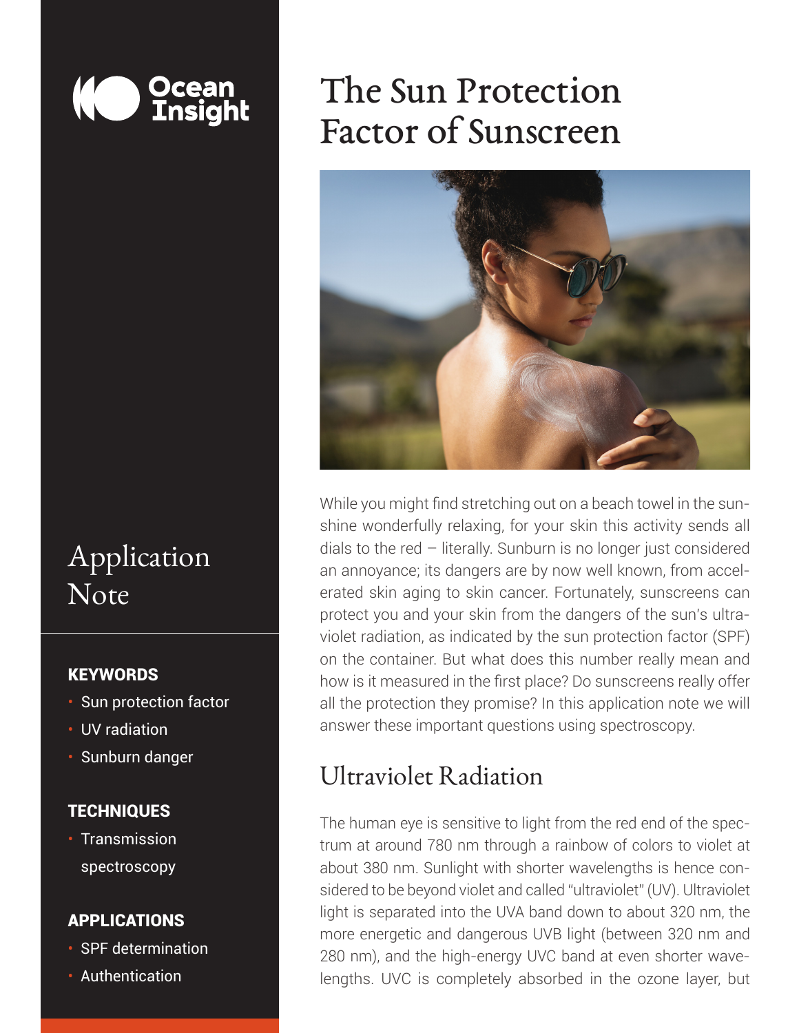Ocean Insight

# The Sun Protection Factor of Sunscreen

Application Note

**KEYWORDS**

- Sun protection factor
- UV radiation
- Sunburn danger

**TECHNIQUES**

- Transmission spectroscopy

**APPLICATIONS**

- SPF determination
- Authentication

While you might find stretching out on a beach towel in the sunshine wonderfully relaxing, for your skin this activity sends all dials to the red – literally. Sunburn is no longer just considered an annoyance; its dangers are by now well known, from accelerated skin aging to skin cancer. Fortunately, sunscreens can protect you and your skin from the dangers of the sun's ultraviolet radiation, as indicated by the sun protection factor (SPF) on the container. But what does this number really mean and how is it measured in the first place? Do sunscreens really offer all the protection they promise? In this application note we will answer these important questions using spectroscopy.

## Ultraviolet Radiation

The human eye is sensitive to light from the red end of the spectrum at around 780 nm through a rainbow of colors to violet at about 380 nm. Sunlight with shorter wavelengths is hence considered to be beyond violet and called "ultraviolet" (UV). Ultraviolet light is separated into the UVA band down to about 320 nm, the more energetic and dangerous UVB light (between 320 nm and 280 nm), and the high-energy UVC band at even shorter wavelengths. UVC is completely absorbed in the ozone layer, but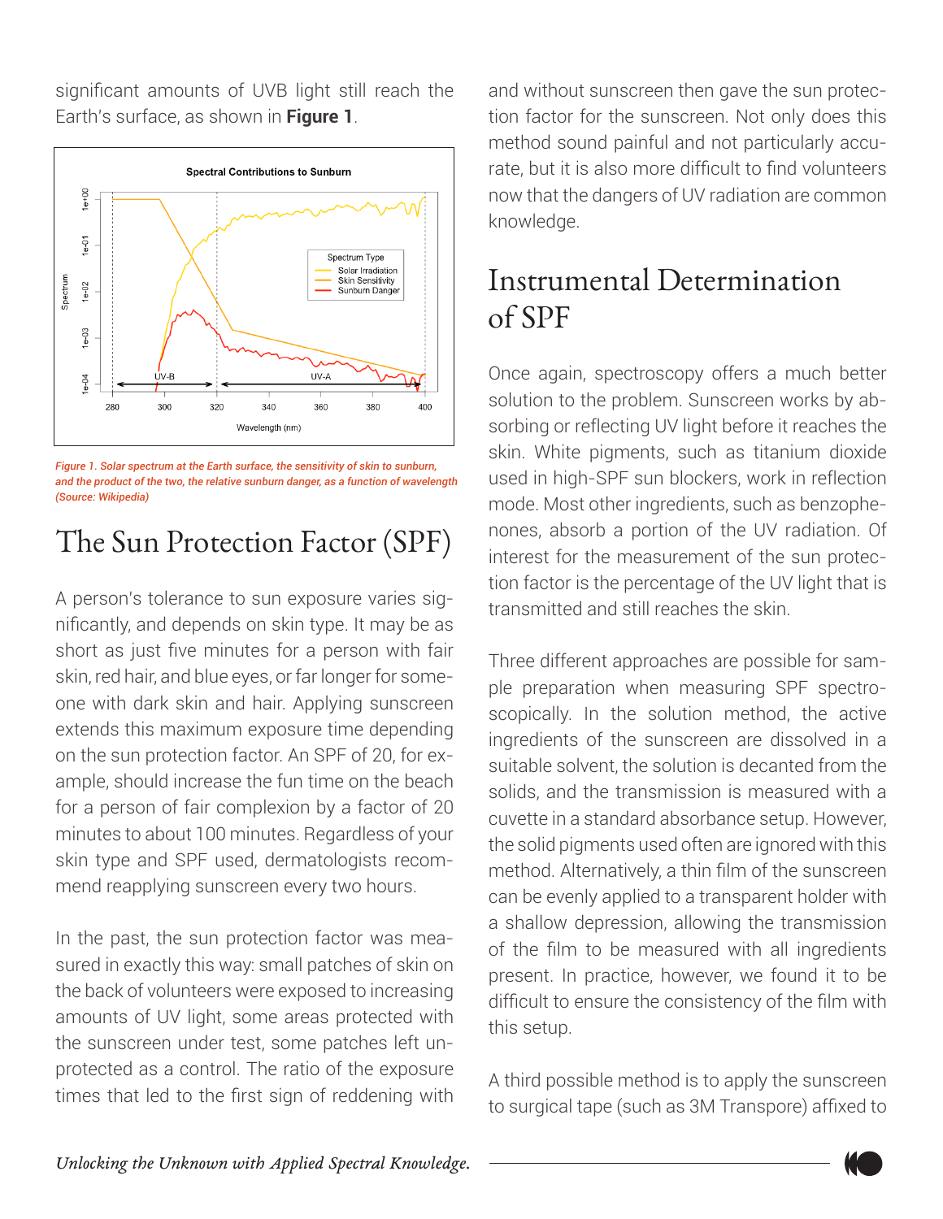significant amounts of UVB light still reach the Earth's surface, as shown in **Figure 1**.

*Figure 1. Solar spectrum at the Earth surface, the sensitivity of skin to sunburn, and the product of the two, the relative sunburn danger, as a function of wavelength (Source: Wikipedia)*

## The Sun Protection Factor (SPF)

A person's tolerance to sun exposure varies significantly, and depends on skin type. It may be as short as just five minutes for a person with fair skin, red hair, and blue eyes, or far longer for someone with dark skin and hair. Applying sunscreen extends this maximum exposure time depending on the sun protection factor. An SPF of 20, for example, should increase the fun time on the beach for a person of fair complexion by a factor of 20 minutes to about 100 minutes. Regardless of your skin type and SPF used, dermatologists recommend reapplying sunscreen every two hours.

In the past, the sun protection factor was measured in exactly this way: small patches of skin on the back of volunteers were exposed to increasing amounts of UV light, some areas protected with the sunscreen under test, some patches left unprotected as a control. The ratio of the exposure times that led to the first sign of reddening with and without sunscreen then gave the sun protection factor for the sunscreen. Not only does this method sound painful and not particularly accurate, but it is also more difficult to find volunteers now that the dangers of UV radiation are common knowledge.

## Instrumental Determination of SPF

Once again, spectroscopy offers a much better solution to the problem. Sunscreen works by absorbing or reflecting UV light before it reaches the skin. White pigments, such as titanium dioxide used in high-SPF sun blockers, work in reflection mode. Most other ingredients, such as benzophenones, absorb a portion of the UV radiation. Of interest for the measurement of the sun protection factor is the percentage of the UV light that is transmitted and still reaches the skin.

Three different approaches are possible for sample preparation when measuring SPF spectroscopically. In the solution method, the active ingredients of the sunscreen are dissolved in a suitable solvent, the solution is decanted from the solids, and the transmission is measured with a cuvette in a standard absorbance setup. However, the solid pigments used often are ignored with this method. Alternatively, a thin film of the sunscreen can be evenly applied to a transparent holder with a shallow depression, allowing the transmission of the film to be measured with all ingredients present. In practice, however, we found it to be difficult to ensure the consistency of the film with this setup.

A third possible method is to apply the sunscreen to surgical tape (such as 3M Transpore) affixed to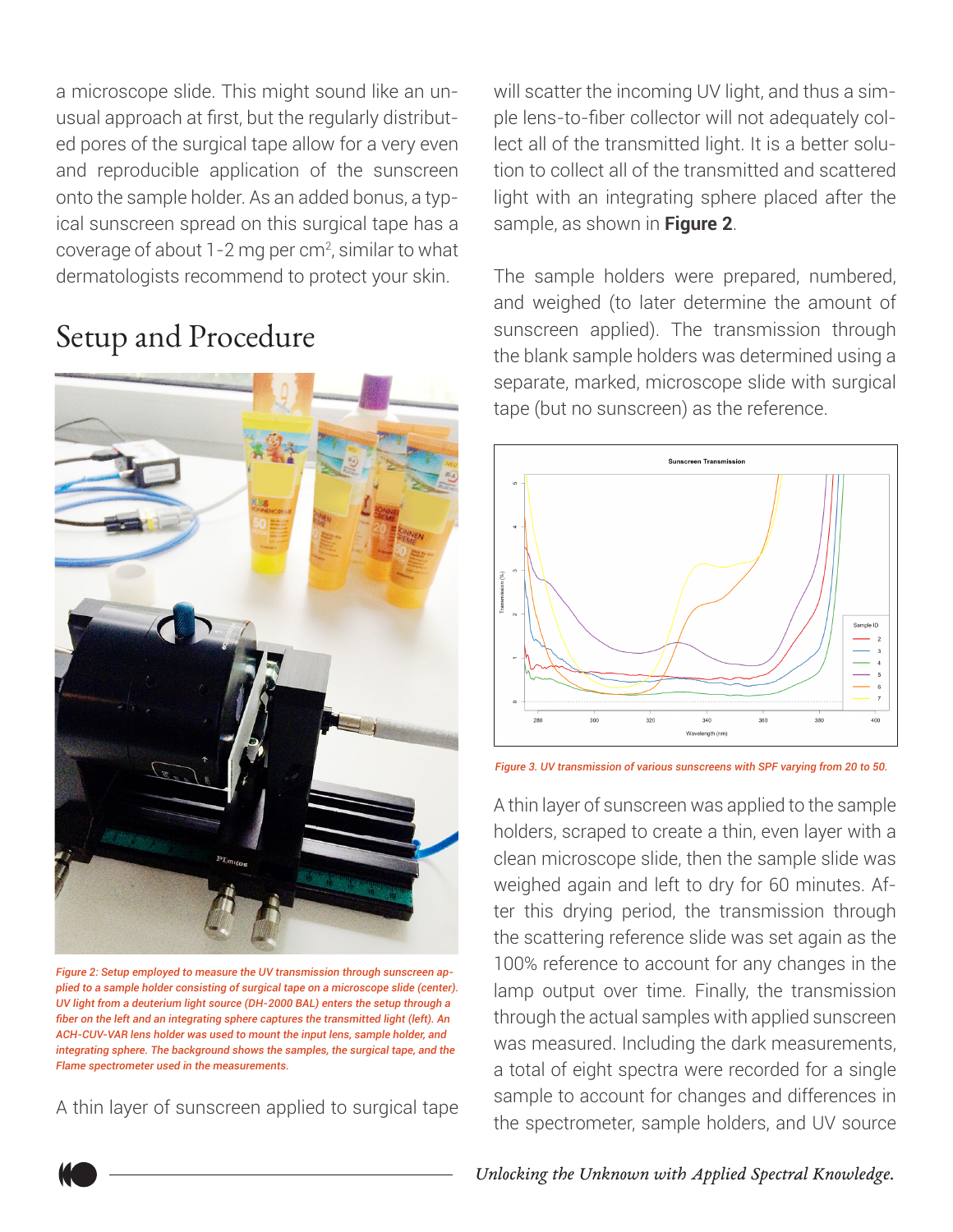a microscope slide. This might sound like an unusual approach at first, but the regularly distributed pores of the surgical tape allow for a very even and reproducible application of the sunscreen onto the sample holder. As an added bonus, a typical sunscreen spread on this surgical tape has a coverage of about 1-2 mg per $cm^2$, similar to what dermatologists recommend to protect your skin.

## Setup and Procedure

*Figure 2: Setup employed to measure the UV transmission through sunscreen applied to a sample holder consisting of surgical tape on a microscope slide (center). UV light from a deuterium light source (DH-2000 BAL) enters the setup through a fiber on the left and an integrating sphere captures the transmitted light (left). An ACH-CUV-VAR lens holder was used to mount the input lens, sample holder, and integrating sphere. The background shows the samples, the surgical tape, and the Flame spectrometer used in the measurements.*

A thin layer of sunscreen applied to surgical tape will scatter the incoming UV light, and thus a simple lens-to-fiber collector will not adequately collect all of the transmitted light. It is a better solution to collect all of the transmitted and scattered light with an integrating sphere placed after the sample, as shown in **Figure 2**.

The sample holders were prepared, numbered, and weighed (to later determine the amount of sunscreen applied). The transmission through the blank sample holders was determined using a separate, marked, microscope slide with surgical tape (but no sunscreen) as the reference.

*Figure 3. UV transmission of various sunscreens with SPF varying from 20 to 50.*

A thin layer of sunscreen was applied to the sample holders, scraped to create a thin, even layer with a clean microscope slide, then the sample slide was weighed again and left to dry for 60 minutes. After this drying period, the transmission through the scattering reference slide was set again as the 100% reference to account for any changes in the lamp output over time. Finally, the transmission through the actual samples with applied sunscreen was measured. Including the dark measurements, a total of eight spectra were recorded for a single sample to account for changes and differences in the spectrometer, sample holders, and UV source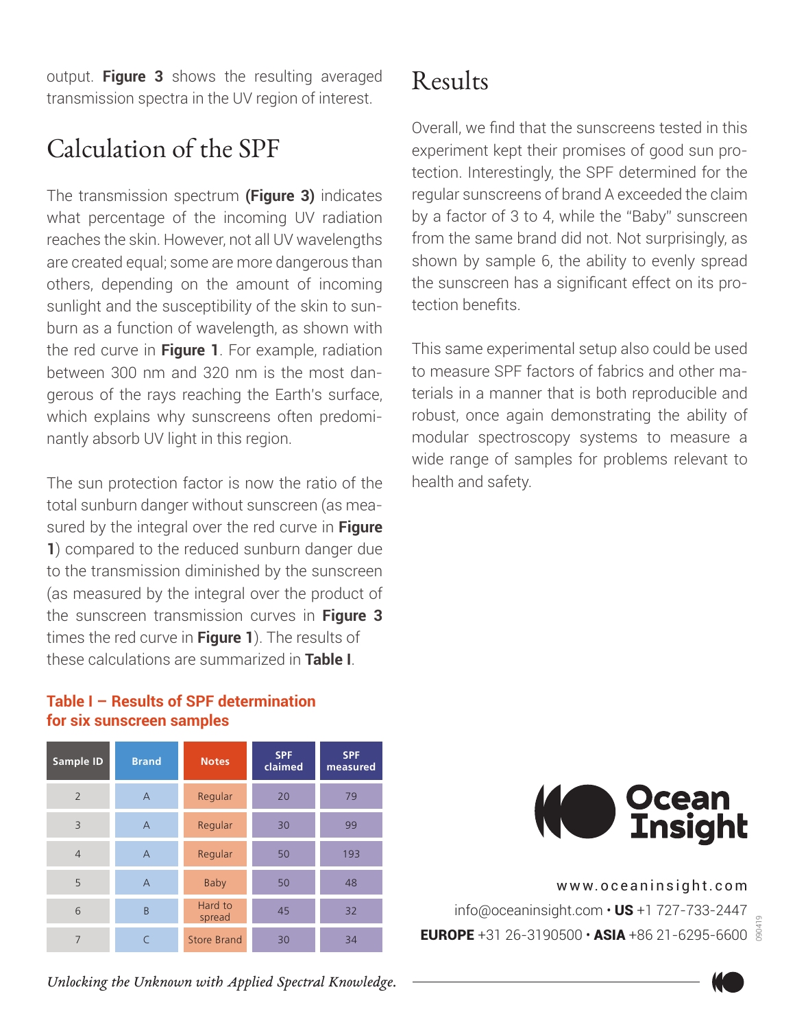output. **Figure 3** shows the resulting averaged transmission spectra in the UV region of interest.

## Calculation of the SPF

The transmission spectrum **(Figure 3)** indicates what percentage of the incoming UV radiation reaches the skin. However, not all UV wavelengths are created equal; some are more dangerous than others, depending on the amount of incoming sunlight and the susceptibility of the skin to sunburn as a function of wavelength, as shown with the red curve in **Figure 1**. For example, radiation between 300 nm and 320 nm is the most dangerous of the rays reaching the Earth's surface, which explains why sunscreens often predominantly absorb UV light in this region.

The sun protection factor is now the ratio of the total sunburn danger without sunscreen (as measured by the integral over the red curve in **Figure 1**) compared to the reduced sunburn danger due to the transmission diminished by the sunscreen (as measured by the integral over the product of the sunscreen transmission curves in **Figure 3** times the red curve in **Figure 1**). The results of these calculations are summarized in **Table I**.

**Table I – Results of SPF determination for six sunscreen samples**

| Sample ID | Brand | Notes | SPF claimed | SPF measured |
|---|---|---|---|---|
| 2 | A | Regular | 20 | 79 |
| 3 | A | Regular | 30 | 99 |
| 4 | A | Regular | 50 | 193 |
| 5 | A | Baby | 50 | 48 |
| 6 | B | Hard to spread | 45 | 32 |
| 7 | C | Store Brand | 30 | 34 |

## Results

Overall, we find that the sunscreens tested in this experiment kept their promises of good sun protection. Interestingly, the SPF determined for the regular sunscreens of brand A exceeded the claim by a factor of 3 to 4, while the "Baby" sunscreen from the same brand did not. Not surprisingly, as shown by sample 6, the ability to evenly spread the sunscreen has a significant effect on its protection benefits.

This same experimental setup also could be used to measure SPF factors of fabrics and other materials in a manner that is both reproducible and robust, once again demonstrating the ability of modular spectroscopy systems to measure a wide range of samples for problems relevant to health and safety.

Ocean Insight

www.oceaninsight.com
info@oceaninsight.com • **US** +1 727-733-2447
**EUROPE** +31 26-3190500 • **ASIA** +86 21-6295-6600

090419

*Unlocking the Unknown with Applied Spectral Knowledge.*